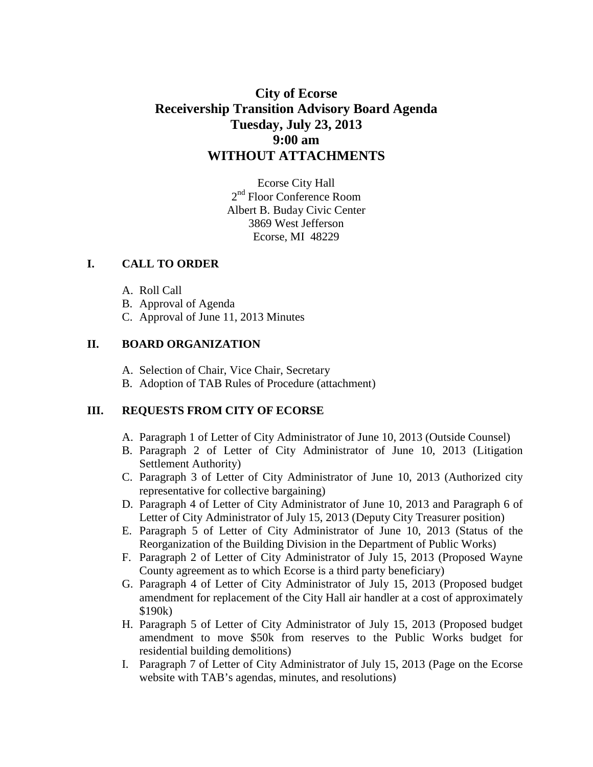# City of Ecorse
# Receivership Transition Advisory Board Agenda
# Tuesday, July 23, 2013
# 9:00 am
# WITHOUT ATTACHMENTS

Ecorse City Hall
2nd Floor Conference Room
Albert B. Buday Civic Center
3869 West Jefferson
Ecorse, MI 48229

## I. CALL TO ORDER

A. Roll Call
B. Approval of Agenda
C. Approval of June 11, 2013 Minutes

## II. BOARD ORGANIZATION

A. Selection of Chair, Vice Chair, Secretary
B. Adoption of TAB Rules of Procedure (attachment)

## III. REQUESTS FROM CITY OF ECORSE

A. Paragraph 1 of Letter of City Administrator of June 10, 2013 (Outside Counsel)
B. Paragraph 2 of Letter of City Administrator of June 10, 2013 (Litigation Settlement Authority)
C. Paragraph 3 of Letter of City Administrator of June 10, 2013 (Authorized city representative for collective bargaining)
D. Paragraph 4 of Letter of City Administrator of June 10, 2013 and Paragraph 6 of Letter of City Administrator of July 15, 2013 (Deputy City Treasurer position)
E. Paragraph 5 of Letter of City Administrator of June 10, 2013 (Status of the Reorganization of the Building Division in the Department of Public Works)
F. Paragraph 2 of Letter of City Administrator of July 15, 2013 (Proposed Wayne County agreement as to which Ecorse is a third party beneficiary)
G. Paragraph 4 of Letter of City Administrator of July 15, 2013 (Proposed budget amendment for replacement of the City Hall air handler at a cost of approximately $190k)
H. Paragraph 5 of Letter of City Administrator of July 15, 2013 (Proposed budget amendment to move $50k from reserves to the Public Works budget for residential building demolitions)
I. Paragraph 7 of Letter of City Administrator of July 15, 2013 (Page on the Ecorse website with TAB's agendas, minutes, and resolutions)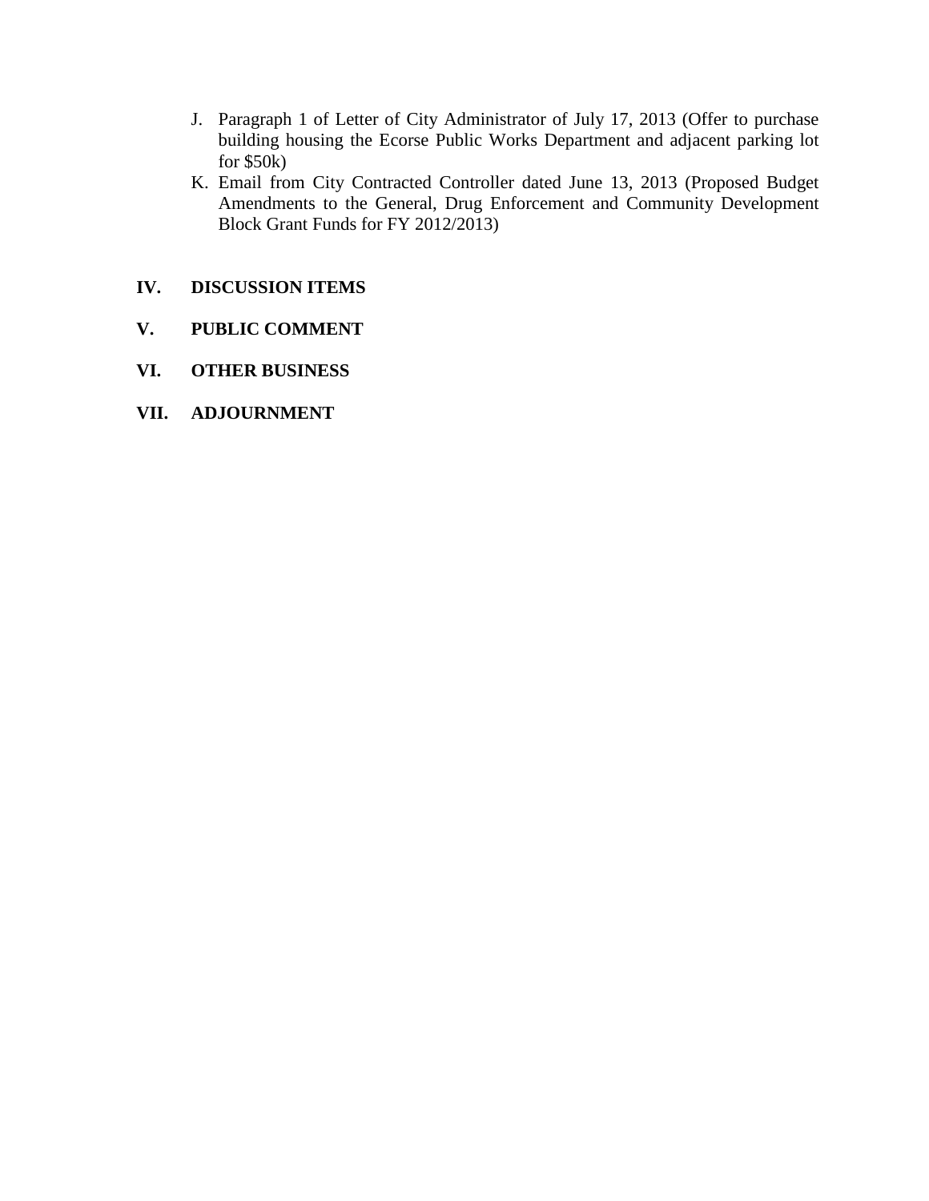J. Paragraph 1 of Letter of City Administrator of July 17, 2013 (Offer to purchase building housing the Ecorse Public Works Department and adjacent parking lot for $50k)
K. Email from City Contracted Controller dated June 13, 2013 (Proposed Budget Amendments to the General, Drug Enforcement and Community Development Block Grant Funds for FY 2012/2013)

**IV. DISCUSSION ITEMS**

**V. PUBLIC COMMENT**

**VI. OTHER BUSINESS**

**VII. ADJOURNMENT**